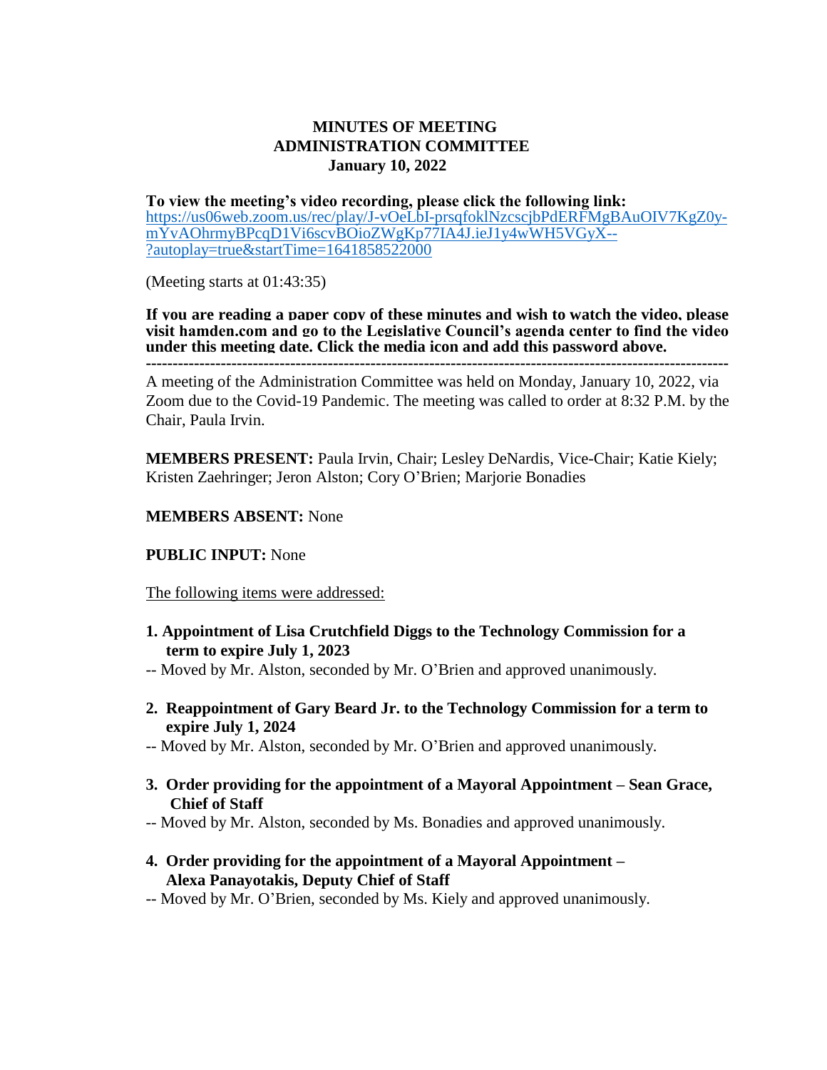# MINUTES OF MEETING
## ADMINISTRATION COMMITTEE
### January 10, 2022

**To view the meeting's video recording, please click the following link:**
https://us06web.zoom.us/rec/play/J-vOeLbI-prsqfoklNzcscjbPdERFMgBAuOIV7KgZ0y-mYvAOhrmyBPcqD1Vi6scvBOioZWgKp77IA4J.ieJ1y4wWH5VGyX--?autoplay=true&startTime=1641858522000

(Meeting starts at 01:43:35)

**If you are reading a paper copy of these minutes and wish to watch the video, please visit hamden.com and go to the Legislative Council's agenda center to find the video under this meeting date. Click the media icon and add this password above.**

---

A meeting of the Administration Committee was held on Monday, January 10, 2022, via Zoom due to the Covid-19 Pandemic. The meeting was called to order at 8:32 P.M. by the Chair, Paula Irvin.

**MEMBERS PRESENT:** Paula Irvin, Chair; Lesley DeNardis, Vice-Chair; Katie Kiely; Kristen Zaehringer; Jeron Alston; Cory O'Brien; Marjorie Bonadies

**MEMBERS ABSENT:** None

**PUBLIC INPUT:** None

The following items were addressed:

1. **Appointment of Lisa Crutchfield Diggs to the Technology Commission for a term to expire July 1, 2023**

-- Moved by Mr. Alston, seconded by Mr. O'Brien and approved unanimously.

2. **Reappointment of Gary Beard Jr. to the Technology Commission for a term to expire July 1, 2024**

-- Moved by Mr. Alston, seconded by Mr. O'Brien and approved unanimously.

3. **Order providing for the appointment of a Mayoral Appointment – Sean Grace, Chief of Staff**

-- Moved by Mr. Alston, seconded by Ms. Bonadies and approved unanimously.

4. **Order providing for the appointment of a Mayoral Appointment – Alexa Panayotakis, Deputy Chief of Staff**

-- Moved by Mr. O'Brien, seconded by Ms. Kiely and approved unanimously.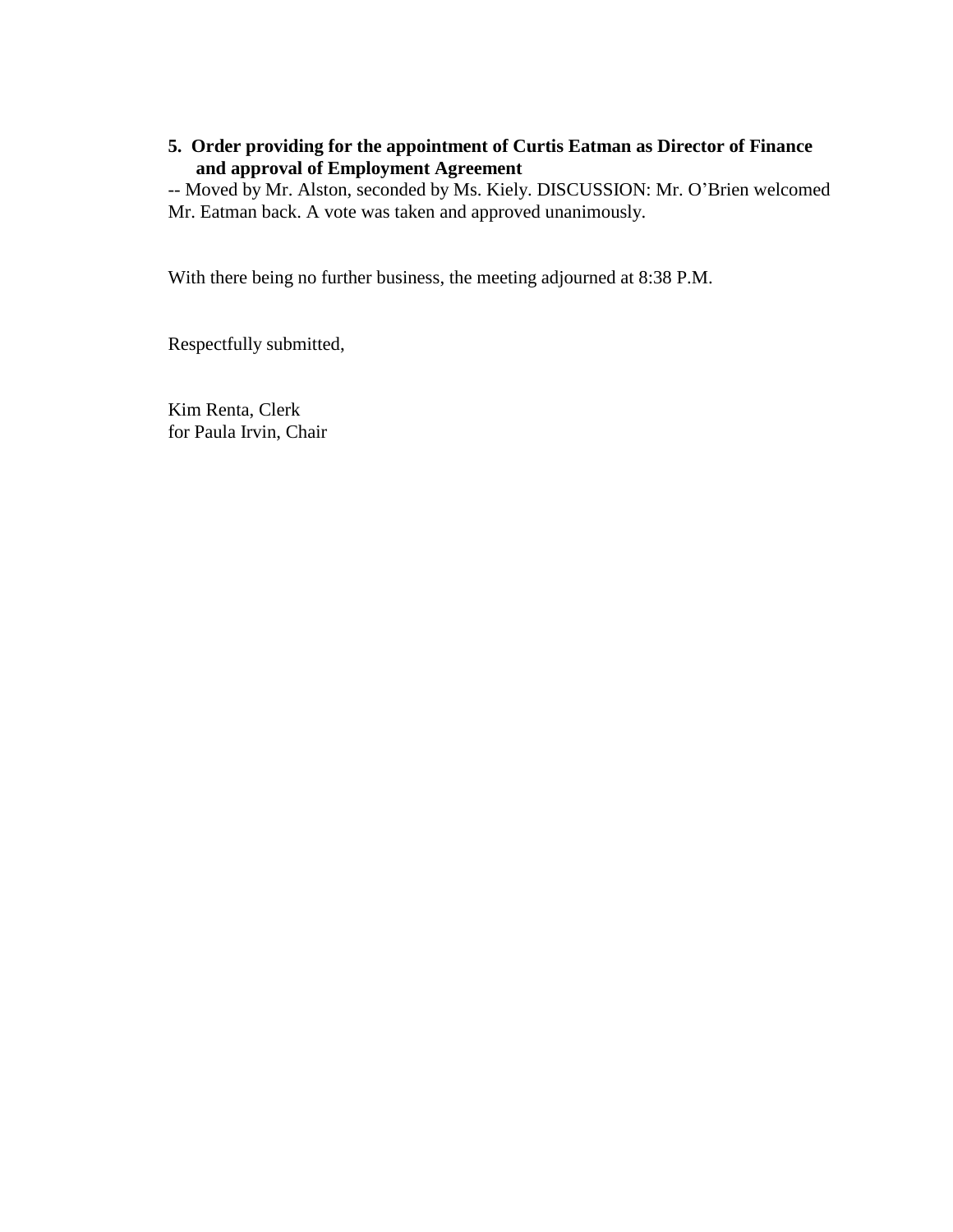**5. Order providing for the appointment of Curtis Eatman as Director of Finance and approval of Employment Agreement**

-- Moved by Mr. Alston, seconded by Ms. Kiely. DISCUSSION: Mr. O'Brien welcomed Mr. Eatman back. A vote was taken and approved unanimously.

With there being no further business, the meeting adjourned at 8:38 P.M.

Respectfully submitted,

Kim Renta, Clerk
for Paula Irvin, Chair